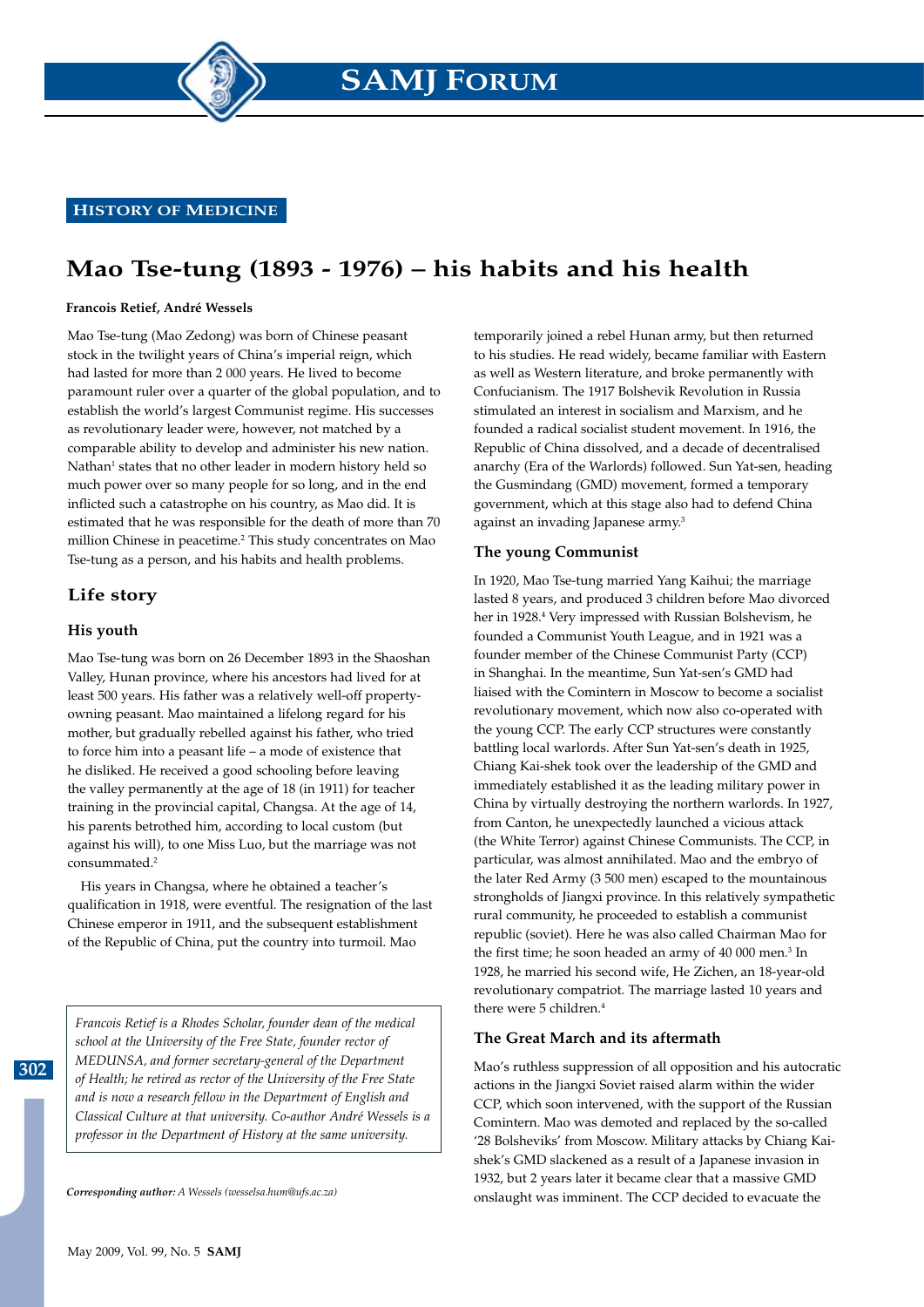HISTORY OF MEDICINE

# Mao Tse-tung (1893 - 1976) – his habits and his health

**Francois Retief, André Wessels**

Mao Tse-tung (Mao Zedong) was born of Chinese peasant stock in the twilight years of China's imperial reign, which had lasted for more than 2 000 years. He lived to become paramount ruler over a quarter of the global population, and to establish the world's largest Communist regime. His successes as revolutionary leader were, however, not matched by a comparable ability to develop and administer his new nation. Nathan[1] states that no other leader in modern history held so much power over so many people for so long, and in the end inflicted such a catastrophe on his country, as Mao did. It is estimated that he was responsible for the death of more than 70 million Chinese in peacetime.[2] This study concentrates on Mao Tse-tung as a person, and his habits and health problems.

## Life story

### His youth

Mao Tse-tung was born on 26 December 1893 in the Shaoshan Valley, Hunan province, where his ancestors had lived for at least 500 years. His father was a relatively well-off property-owning peasant. Mao maintained a lifelong regard for his mother, but gradually rebelled against his father, who tried to force him into a peasant life – a mode of existence that he disliked. He received a good schooling before leaving the valley permanently at the age of 18 (in 1911) for teacher training in the provincial capital, Changsa. At the age of 14, his parents betrothed him, according to local custom (but against his will), to one Miss Luo, but the marriage was not consummated.[2]

His years in Changsa, where he obtained a teacher's qualification in 1918, were eventful. The resignation of the last Chinese emperor in 1911, and the subsequent establishment of the Republic of China, put the country into turmoil. Mao temporarily joined a rebel Hunan army, but then returned to his studies. He read widely, became familiar with Eastern as well as Western literature, and broke permanently with Confucianism. The 1917 Bolshevik Revolution in Russia stimulated an interest in socialism and Marxism, and he founded a radical socialist student movement. In 1916, the Republic of China dissolved, and a decade of decentralised anarchy (Era of the Warlords) followed. Sun Yat-sen, heading the Gusmindang (GMD) movement, formed a temporary government, which at this stage also had to defend China against an invading Japanese army.[3]

### The young Communist

In 1920, Mao Tse-tung married Yang Kaihui; the marriage lasted 8 years, and produced 3 children before Mao divorced her in 1928.[4] Very impressed with Russian Bolshevism, he founded a Communist Youth League, and in 1921 was a founder member of the Chinese Communist Party (CCP) in Shanghai. In the meantime, Sun Yat-sen's GMD had liaised with the Comintern in Moscow to become a socialist revolutionary movement, which now also co-operated with the young CCP. The early CCP structures were constantly battling local warlords. After Sun Yat-sen's death in 1925, Chiang Kai-shek took over the leadership of the GMD and immediately established it as the leading military power in China by virtually destroying the northern warlords. In 1927, from Canton, he unexpectedly launched a vicious attack (the White Terror) against Chinese Communists. The CCP, in particular, was almost annihilated. Mao and the embryo of the later Red Army (3 500 men) escaped to the mountainous strongholds of Jiangxi province. In this relatively sympathetic rural community, he proceeded to establish a communist republic (soviet). Here he was also called Chairman Mao for the first time; he soon headed an army of 40 000 men.[3] In 1928, he married his second wife, He Zichen, an 18-year-old revolutionary compatriot. The marriage lasted 10 years and there were 5 children.[4]

### The Great March and its aftermath

Mao's ruthless suppression of all opposition and his autocratic actions in the Jiangxi Soviet raised alarm within the wider CCP, which soon intervened, with the support of the Russian Comintern. Mao was demoted and replaced by the so-called '28 Bolsheviks' from Moscow. Military attacks by Chiang Kai-shek's GMD slackened as a result of a Japanese invasion in 1932, but 2 years later it became clear that a massive GMD onslaught was imminent. The CCP decided to evacuate the

*Francois Retief is a Rhodes Scholar, founder dean of the medical school at the University of the Free State, founder rector of MEDUNSA, and former secretary-general of the Department of Health; he retired as rector of the University of the Free State and is now a research fellow in the Department of English and Classical Culture at that university. Co-author André Wessels is a professor in the Department of History at the same university.*

***Corresponding author:** A Wessels (wesselsa.hum@ufs.ac.za)*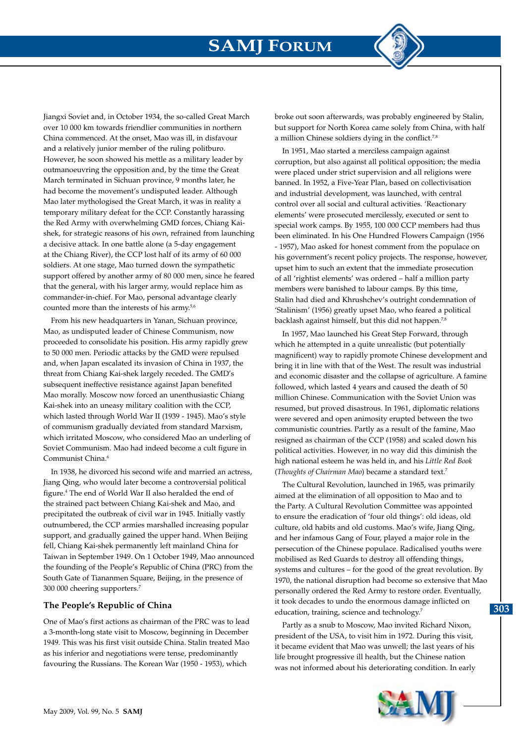Jiangxi Soviet and, in October 1934, the so-called Great March over 10 000 km towards friendlier communities in northern China commenced. At the onset, Mao was ill, in disfavour and a relatively junior member of the ruling politburo. However, he soon showed his mettle as a military leader by outmanoeuvring the opposition and, by the time the Great March terminated in Sichuan province, 9 months later, he had become the movement's undisputed leader. Although Mao later mythologised the Great March, it was in reality a temporary military defeat for the CCP. Constantly harassing the Red Army with overwhelming GMD forces, Chiang Kai-shek, for strategic reasons of his own, refrained from launching a decisive attack. In one battle alone (a 5-day engagement at the Chiang River), the CCP lost half of its army of 60 000 soldiers. At one stage, Mao turned down the sympathetic support offered by another army of 80 000 men, since he feared that the general, with his larger army, would replace him as commander-in-chief. For Mao, personal advantage clearly counted more than the interests of his army.[5,6]

From his new headquarters in Yanan, Sichuan province, Mao, as undisputed leader of Chinese Communism, now proceeded to consolidate his position. His army rapidly grew to 50 000 men. Periodic attacks by the GMD were repulsed and, when Japan escalated its invasion of China in 1937, the threat from Chiang Kai-shek largely receded. The GMD's subsequent ineffective resistance against Japan benefited Mao morally. Moscow now forced an unenthusiastic Chiang Kai-shek into an uneasy military coalition with the CCP, which lasted through World War II (1939 - 1945). Mao's style of communism gradually deviated from standard Marxism, which irritated Moscow, who considered Mao an underling of Soviet Communism. Mao had indeed become a cult figure in Communist China.[6]

In 1938, he divorced his second wife and married an actress, Jiang Qing, who would later become a controversial political figure.[4] The end of World War II also heralded the end of the strained pact between Chiang Kai-shek and Mao, and precipitated the outbreak of civil war in 1945. Initially vastly outnumbered, the CCP armies marshalled increasing popular support, and gradually gained the upper hand. When Beijing fell, Chiang Kai-shek permanently left mainland China for Taiwan in September 1949. On 1 October 1949, Mao announced the founding of the People's Republic of China (PRC) from the South Gate of Tiananmen Square, Beijing, in the presence of 300 000 cheering supporters.[7]

### The People's Republic of China

One of Mao's first actions as chairman of the PRC was to lead a 3-month-long state visit to Moscow, beginning in December 1949. This was his first visit outside China. Stalin treated Mao as his inferior and negotiations were tense, predominantly favouring the Russians. The Korean War (1950 - 1953), which broke out soon afterwards, was probably engineered by Stalin, but support for North Korea came solely from China, with half a million Chinese soldiers dying in the conflict.[7,8]

In 1951, Mao started a merciless campaign against corruption, but also against all political opposition; the media were placed under strict supervision and all religions were banned. In 1952, a Five-Year Plan, based on collectivisation and industrial development, was launched, with central control over all social and cultural activities. 'Reactionary elements' were prosecuted mercilessly, executed or sent to special work camps. By 1955, 100 000 CCP members had thus been eliminated. In his One Hundred Flowers Campaign (1956 - 1957), Mao asked for honest comment from the populace on his government's recent policy projects. The response, however, upset him to such an extent that the immediate prosecution of all 'rightist elements' was ordered – half a million party members were banished to labour camps. By this time, Stalin had died and Khrushchev's outright condemnation of 'Stalinism' (1956) greatly upset Mao, who feared a political backlash against himself, but this did not happen.[7,8]

In 1957, Mao launched his Great Step Forward, through which he attempted in a quite unrealistic (but potentially magnificent) way to rapidly promote Chinese development and bring it in line with that of the West. The result was industrial and economic disaster and the collapse of agriculture. A famine followed, which lasted 4 years and caused the death of 50 million Chinese. Communication with the Soviet Union was resumed, but proved disastrous. In 1961, diplomatic relations were severed and open animosity erupted between the two communistic countries. Partly as a result of the famine, Mao resigned as chairman of the CCP (1958) and scaled down his political activities. However, in no way did this diminish the high national esteem he was held in, and his *Little Red Book* (*Thoughts of Chairman Mao*) became a standard text.[7]

The Cultural Revolution, launched in 1965, was primarily aimed at the elimination of all opposition to Mao and to the Party. A Cultural Revolution Committee was appointed to ensure the eradication of 'four old things': old ideas, old culture, old habits and old customs. Mao's wife, Jiang Qing, and her infamous Gang of Four, played a major role in the persecution of the Chinese populace. Radicalised youths were mobilised as Red Guards to destroy all offending things, systems and cultures – for the good of the great revolution. By 1970, the national disruption had become so extensive that Mao personally ordered the Red Army to restore order. Eventually, it took decades to undo the enormous damage inflicted on education, training, science and technology.[7]

Partly as a snub to Moscow, Mao invited Richard Nixon, president of the USA, to visit him in 1972. During this visit, it became evident that Mao was unwell; the last years of his life brought progressive ill health, but the Chinese nation was not informed about his deteriorating condition. In early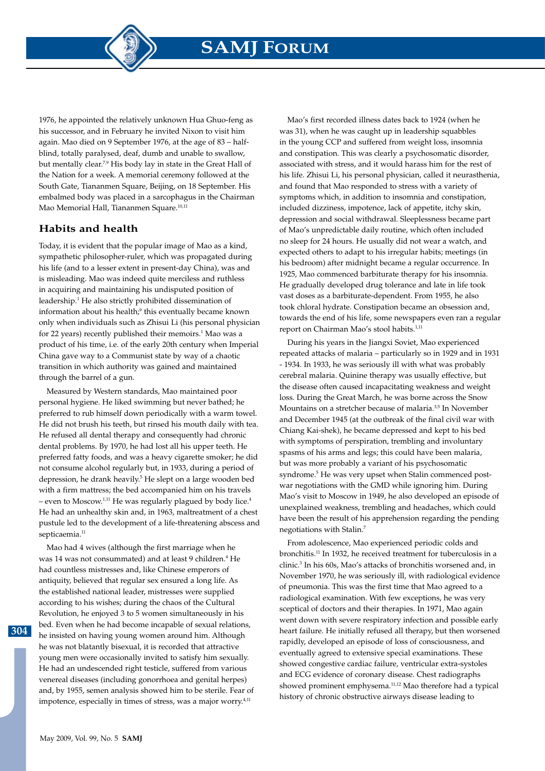1976, he appointed the relatively unknown Hua Ghuo-feng as his successor, and in February he invited Nixon to visit him again. Mao died on 9 September 1976, at the age of 83 – half-blind, totally paralysed, deaf, dumb and unable to swallow, but mentally clear.[7,9] His body lay in state in the Great Hall of the Nation for a week. A memorial ceremony followed at the South Gate, Tiananmen Square, Beijing, on 18 September. His embalmed body was placed in a sarcophagus in the Chairman Mao Memorial Hall, Tiananmen Square.[10,11]

## Habits and health

Today, it is evident that the popular image of Mao as a kind, sympathetic philosopher-ruler, which was propagated during his life (and to a lesser extent in present-day China), was and is misleading. Mao was indeed quite merciless and ruthless in acquiring and maintaining his undisputed position of leadership.[1] He also strictly prohibited dissemination of information about his health;[9] this eventually became known only when individuals such as Zhisui Li (his personal physician for 22 years) recently published their memoirs.[1] Mao was a product of his time, i.e. of the early 20th century when Imperial China gave way to a Communist state by way of a chaotic transition in which authority was gained and maintained through the barrel of a gun.

Measured by Western standards, Mao maintained poor personal hygiene. He liked swimming but never bathed; he preferred to rub himself down periodically with a warm towel. He did not brush his teeth, but rinsed his mouth daily with tea. He refused all dental therapy and consequently had chronic dental problems. By 1970, he had lost all his upper teeth. He preferred fatty foods, and was a heavy cigarette smoker; he did not consume alcohol regularly but, in 1933, during a period of depression, he drank heavily.[5] He slept on a large wooden bed with a firm mattress; the bed accompanied him on his travels – even to Moscow.[1,11] He was regularly plagued by body lice.[4] He had an unhealthy skin and, in 1963, maltreatment of a chest pustule led to the development of a life-threatening abscess and septicaemia.[11]

Mao had 4 wives (although the first marriage when he was 14 was not consummated) and at least 9 children.[4] He had countless mistresses and, like Chinese emperors of antiquity, believed that regular sex ensured a long life. As the established national leader, mistresses were supplied according to his wishes; during the chaos of the Cultural Revolution, he enjoyed 3 to 5 women simultaneously in his bed. Even when he had become incapable of sexual relations, he insisted on having young women around him. Although he was not blatantly bisexual, it is recorded that attractive young men were occasionally invited to satisfy him sexually. He had an undescended right testicle, suffered from various venereal diseases (including gonorrhoea and genital herpes) and, by 1955, semen analysis showed him to be sterile. Fear of impotence, especially in times of stress, was a major worry.[4,11]

Mao's first recorded illness dates back to 1924 (when he was 31), when he was caught up in leadership squabbles in the young CCP and suffered from weight loss, insomnia and constipation. This was clearly a psychosomatic disorder, associated with stress, and it would harass him for the rest of his life. Zhisui Li, his personal physician, called it neurasthenia, and found that Mao responded to stress with a variety of symptoms which, in addition to insomnia and constipation, included dizziness, impotence, lack of appetite, itchy skin, depression and social withdrawal. Sleeplessness became part of Mao's unpredictable daily routine, which often included no sleep for 24 hours. He usually did not wear a watch, and expected others to adapt to his irregular habits; meetings (in his bedroom) after midnight became a regular occurrence. In 1925, Mao commenced barbiturate therapy for his insomnia. He gradually developed drug tolerance and late in life took vast doses as a barbiturate-dependent. From 1955, he also took chloral hydrate. Constipation became an obsession and, towards the end of his life, some newspapers even ran a regular report on Chairman Mao's stool habits.[1,11]

During his years in the Jiangxi Soviet, Mao experienced repeated attacks of malaria – particularly so in 1929 and in 1931 - 1934. In 1933, he was seriously ill with what was probably cerebral malaria. Quinine therapy was usually effective, but the disease often caused incapacitating weakness and weight loss. During the Great March, he was borne across the Snow Mountains on a stretcher because of malaria.[3,5] In November and December 1945 (at the outbreak of the final civil war with Chiang Kai-shek), he became depressed and kept to his bed with symptoms of perspiration, trembling and involuntary spasms of his arms and legs; this could have been malaria, but was more probably a variant of his psychosomatic syndrome.[5] He was very upset when Stalin commenced post-war negotiations with the GMD while ignoring him. During Mao's visit to Moscow in 1949, he also developed an episode of unexplained weakness, trembling and headaches, which could have been the result of his apprehension regarding the pending negotiations with Stalin.[7]

From adolescence, Mao experienced periodic colds and bronchitis.[11] In 1932, he received treatment for tuberculosis in a clinic.[3] In his 60s, Mao's attacks of bronchitis worsened and, in November 1970, he was seriously ill, with radiological evidence of pneumonia. This was the first time that Mao agreed to a radiological examination. With few exceptions, he was very sceptical of doctors and their therapies. In 1971, Mao again went down with severe respiratory infection and possible early heart failure. He initially refused all therapy, but then worsened rapidly, developed an episode of loss of consciousness, and eventually agreed to extensive special examinations. These showed congestive cardiac failure, ventricular extra-systoles and ECG evidence of coronary disease. Chest radiographs showed prominent emphysema.[11,12] Mao therefore had a typical history of chronic obstructive airways disease leading to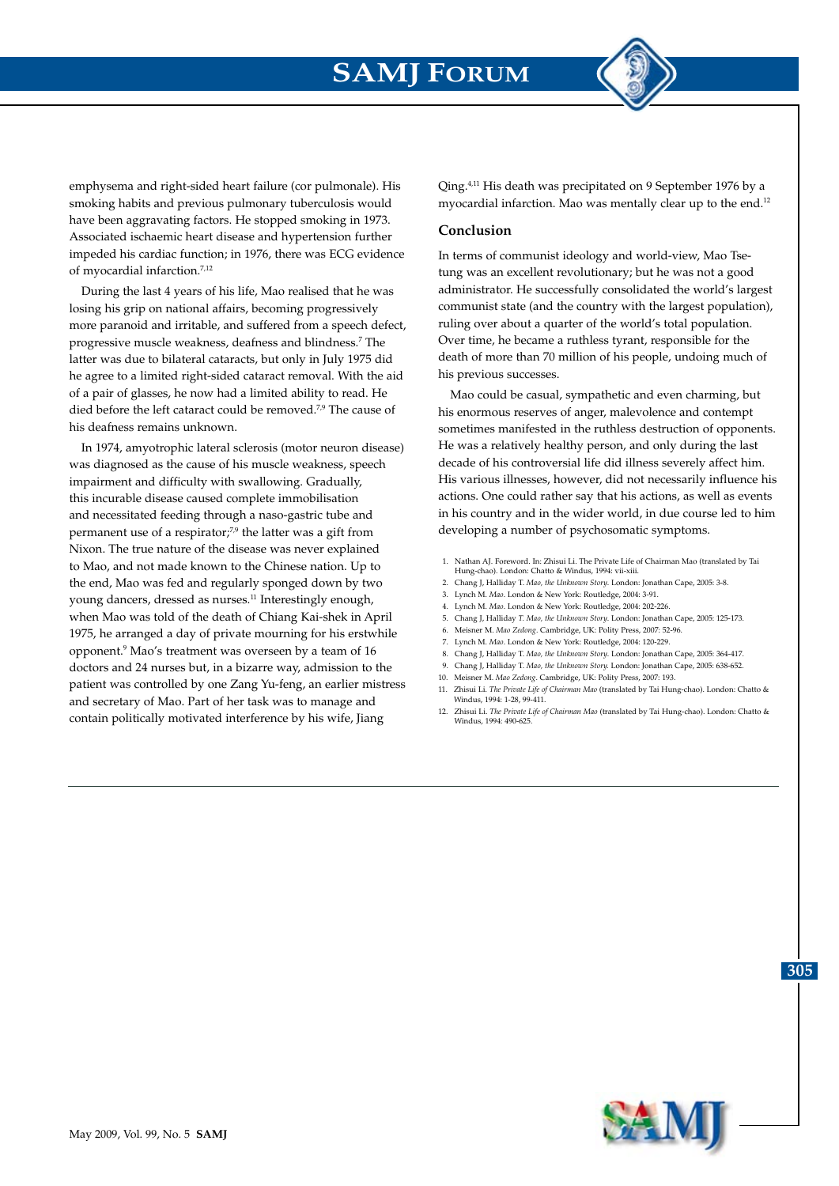emphysema and right-sided heart failure (cor pulmonale). His smoking habits and previous pulmonary tuberculosis would have been aggravating factors. He stopped smoking in 1973. Associated ischaemic heart disease and hypertension further impeded his cardiac function; in 1976, there was ECG evidence of myocardial infarction.[7,12]

During the last 4 years of his life, Mao realised that he was losing his grip on national affairs, becoming progressively more paranoid and irritable, and suffered from a speech defect, progressive muscle weakness, deafness and blindness.[7] The latter was due to bilateral cataracts, but only in July 1975 did he agree to a limited right-sided cataract removal. With the aid of a pair of glasses, he now had a limited ability to read. He died before the left cataract could be removed.[7,9] The cause of his deafness remains unknown.

In 1974, amyotrophic lateral sclerosis (motor neuron disease) was diagnosed as the cause of his muscle weakness, speech impairment and difficulty with swallowing. Gradually, this incurable disease caused complete immobilisation and necessitated feeding through a naso-gastric tube and permanent use of a respirator;[7,9] the latter was a gift from Nixon. The true nature of the disease was never explained to Mao, and not made known to the Chinese nation. Up to the end, Mao was fed and regularly sponged down by two young dancers, dressed as nurses.[11] Interestingly enough, when Mao was told of the death of Chiang Kai-shek in April 1975, he arranged a day of private mourning for his erstwhile opponent.[9] Mao's treatment was overseen by a team of 16 doctors and 24 nurses but, in a bizarre way, admission to the patient was controlled by one Zang Yu-feng, an earlier mistress and secretary of Mao. Part of her task was to manage and contain politically motivated interference by his wife, Jiang Qing.[4,11] His death was precipitated on 9 September 1976 by a myocardial infarction. Mao was mentally clear up to the end.[12]

## Conclusion

In terms of communist ideology and world-view, Mao Tse-tung was an excellent revolutionary; but he was not a good administrator. He successfully consolidated the world's largest communist state (and the country with the largest population), ruling over about a quarter of the world's total population. Over time, he became a ruthless tyrant, responsible for the death of more than 70 million of his people, undoing much of his previous successes.

Mao could be casual, sympathetic and even charming, but his enormous reserves of anger, malevolence and contempt sometimes manifested in the ruthless destruction of opponents. He was a relatively healthy person, and only during the last decade of his controversial life did illness severely affect him. His various illnesses, however, did not necessarily influence his actions. One could rather say that his actions, as well as events in his country and in the wider world, in due course led to him developing a number of psychosomatic symptoms.

1. Nathan AJ. Foreword. In: Zhisui Li. The Private Life of Chairman Mao (translated by Tai Hung-chao). London: Chatto & Windus, 1994: vii-xiii.
2. Chang J, Halliday T. *Mao, the Unknown Story*. London: Jonathan Cape, 2005: 3-8.
3. Lynch M. *Mao*. London & New York: Routledge, 2004: 3-91.
4. Lynch M. *Mao*. London & New York: Routledge, 2004: 202-226.
5. Chang J, Halliday T. *Mao, the Unknown Story*. London: Jonathan Cape, 2005: 125-173.
6. Meisner M. *Mao Zedong*. Cambridge, UK: Polity Press, 2007: 52-96.
7. Lynch M. *Mao*. London & New York: Routledge, 2004: 120-229.
8. Chang J, Halliday T. *Mao, the Unknown Story*. London: Jonathan Cape, 2005: 364-417.
9. Chang J, Halliday T. *Mao, the Unknown Story*. London: Jonathan Cape, 2005: 638-652.
10. Meisner M. *Mao Zedong*. Cambridge, UK: Polity Press, 2007: 193.
11. Zhisui Li. *The Private Life of Chairman Mao* (translated by Tai Hung-chao). London: Chatto & Windus, 1994: 1-28, 99-411.
12. Zhisui Li. *The Private Life of Chairman Mao* (translated by Tai Hung-chao). London: Chatto & Windus, 1994: 490-625.